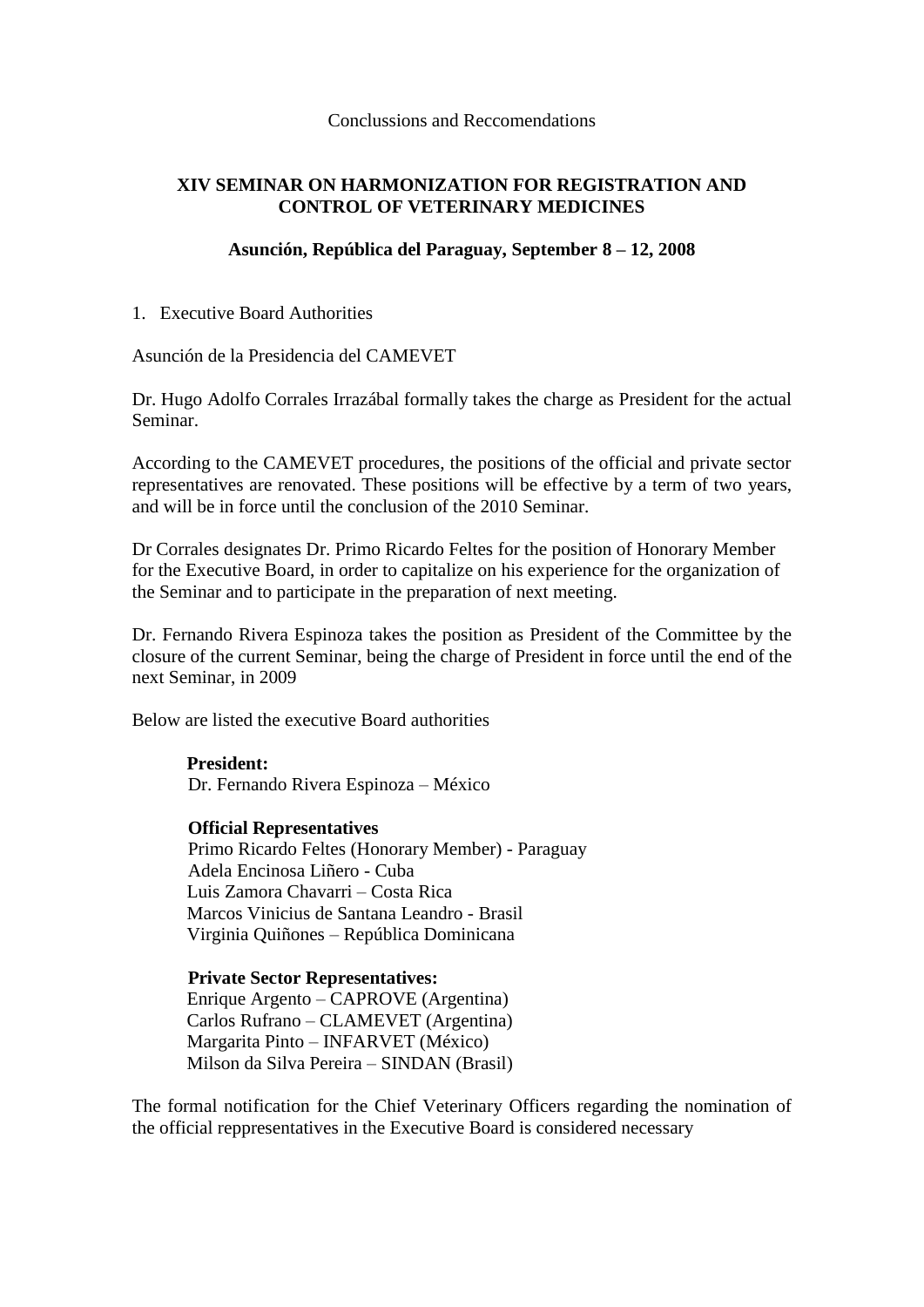Conclussions and Reccomendations

## XIV SEMINAR ON HARMONIZATION FOR REGISTRATION AND CONTROL OF VETERINARY MEDICINES

### Asunción, República del Paraguay, September 8 – 12, 2008

1. Executive Board Authorities

Asunción de la Presidencia del CAMEVET

Dr. Hugo Adolfo Corrales Irrazábal formally takes the charge as President for the actual Seminar.

According to the CAMEVET procedures, the positions of the official and private sector representatives are renovated. These positions will be effective by a term of two years, and will be in force until the conclusion of the 2010 Seminar.

Dr Corrales designates Dr. Primo Ricardo Feltes for the position of Honorary Member for the Executive Board, in order to capitalize on his experience for the organization of the Seminar and to participate in the preparation of next meeting.

Dr. Fernando Rivera Espinoza takes the position as President of the Committee by the closure of the current Seminar, being the charge of President in force until the end of the next Seminar, in 2009

Below are listed the executive Board authorities

**President:**
Dr. Fernando Rivera Espinoza – México

**Official Representatives**
Primo Ricardo Feltes (Honorary Member) - Paraguay
Adela Encinosa Liñero - Cuba
Luis Zamora Chavarri – Costa Rica
Marcos Vinicius de Santana Leandro - Brasil
Virginia Quiñones – República Dominicana

**Private Sector Representatives:**
Enrique Argento – CAPROVE (Argentina)
Carlos Rufrano – CLAMEVET (Argentina)
Margarita Pinto – INFARVET (México)
Milson da Silva Pereira – SINDAN (Brasil)

The formal notification for the Chief Veterinary Officers regarding the nomination of the official reppresentatives in the Executive Board is considered necessary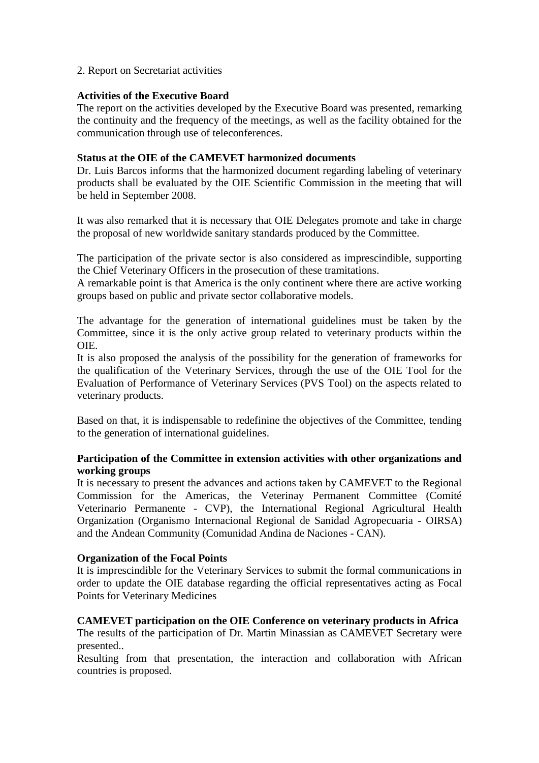2. Report on Secretariat activities

**Activities of the Executive Board**

The report on the activities developed by the Executive Board was presented, remarking the continuity and the frequency of the meetings, as well as the facility obtained for the communication through use of teleconferences.

**Status at the OIE of the CAMEVET harmonized documents**

Dr. Luis Barcos informs that the harmonized document regarding labeling of veterinary products shall be evaluated by the OIE Scientific Commission in the meeting that will be held in September 2008.

It was also remarked that it is necessary that OIE Delegates promote and take in charge the proposal of new worldwide sanitary standards produced by the Committee.

The participation of the private sector is also considered as imprescindible, supporting the Chief Veterinary Officers in the prosecution of these tramitations.
A remarkable point is that America is the only continent where there are active working groups based on public and private sector collaborative models.

The advantage for the generation of international guidelines must be taken by the Committee, since it is the only active group related to veterinary products within the OIE.
It is also proposed the analysis of the possibility for the generation of frameworks for the qualification of the Veterinary Services, through the use of the OIE Tool for the Evaluation of Performance of Veterinary Services (PVS Tool) on the aspects related to veterinary products.

Based on that, it is indispensable to redefinine the objectives of the Committee, tending to the generation of international guidelines.

**Participation of the Committee in extension activities with other organizations and working groups**

It is necessary to present the advances and actions taken by CAMEVET to the Regional Commission for the Americas, the Veterinay Permanent Committee (Comité Veterinario Permanente - CVP), the International Regional Agricultural Health Organization (Organismo Internacional Regional de Sanidad Agropecuaria - OIRSA) and the Andean Community (Comunidad Andina de Naciones - CAN).

**Organization of the Focal Points**

It is imprescindible for the Veterinary Services to submit the formal communications in order to update the OIE database regarding the official representatives acting as Focal Points for Veterinary Medicines

**CAMEVET participation on the OIE Conference on veterinary products in Africa**

The results of the participation of Dr. Martin Minassian as CAMEVET Secretary were presented..
Resulting from that presentation, the interaction and collaboration with African countries is proposed.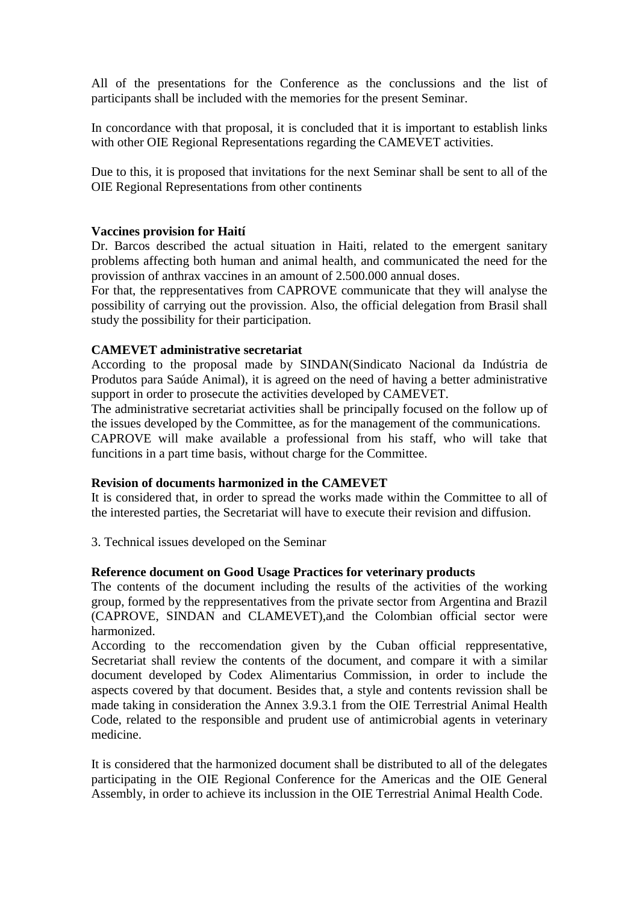All of the presentations for the Conference as the conclussions and the list of participants shall be included with the memories for the present Seminar.

In concordance with that proposal, it is concluded that it is important to establish links with other OIE Regional Representations regarding the CAMEVET activities.

Due to this, it is proposed that invitations for the next Seminar shall be sent to all of the OIE Regional Representations from other continents

**Vaccines provision for Haití**

Dr. Barcos described the actual situation in Haiti, related to the emergent sanitary problems affecting both human and animal health, and communicated the need for the provission of anthrax vaccines in an amount of 2.500.000 annual doses.

For that, the repp­resentatives from CAPROVE communicate that they will analyse the possibility of carrying out the provission. Also, the official delegation from Brasil shall study the possibility for their participation.

**CAMEVET administrative secretariat**

According to the proposal made by SINDAN(Sindicato Nacional da Indústria de Produtos para Saúde Animal), it is agreed on the need of having a better administrative support in order to prosecute the activities developed by CAMEVET.

The administrative secretariat activities shall be principally focused on the follow up of the issues developed by the Committee, as for the management of the communications.

CAPROVE will make available a professional from his staff, who will take that funcitions in a part time basis, without charge for the Committee.

**Revision of documents harmonized in the CAMEVET**

It is considered that, in order to spread the works made within the Committee to all of the interested parties, the Secretariat will have to execute their revision and diffusion.

3. Technical issues developed on the Seminar

**Reference document on Good Usage Practices for veterinary products**

The contents of the document including the results of the activities of the working group, formed by the reppresentatives from the private sector from Argentina and Brazil (CAPROVE, SINDAN and CLAMEVET),and the Colombian official sector were harmonized.

According to the reccomendation given by the Cuban official reppresentative, Secretariat shall review the contents of the document, and compare it with a similar document developed by Codex Alimentarius Commission, in order to include the aspects covered by that document. Besides that, a style and contents revission shall be made taking in consideration the Annex 3.9.3.1 from the OIE Terrestrial Animal Health Code, related to the responsible and prudent use of antimicrobial agents in veterinary medicine.

It is considered that the harmonized document shall be distributed to all of the delegates participating in the OIE Regional Conference for the Americas and the OIE General Assembly, in order to achieve its inclussion in the OIE Terrestrial Animal Health Code.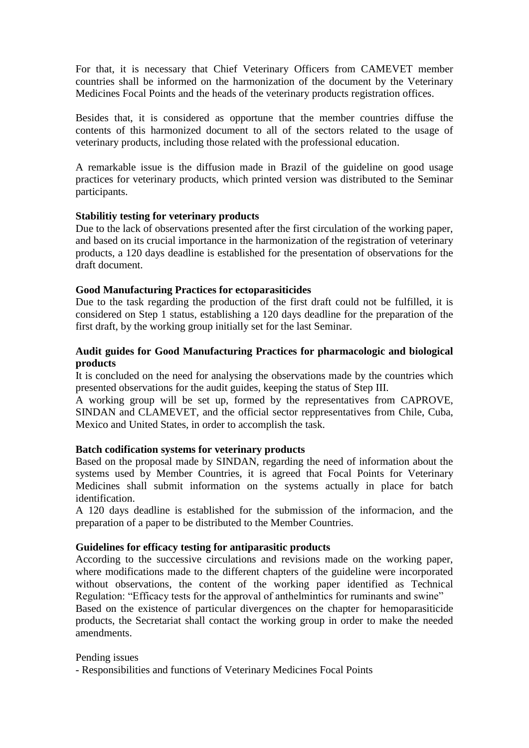For that, it is necessary that Chief Veterinary Officers from CAMEVET member countries shall be informed on the harmonization of the document by the Veterinary Medicines Focal Points and the heads of the veterinary products registration offices.

Besides that, it is considered as opportune that the member countries diffuse the contents of this harmonized document to all of the sectors related to the usage of veterinary products, including those related with the professional education.

A remarkable issue is the diffusion made in Brazil of the guideline on good usage practices for veterinary products, which printed version was distributed to the Seminar participants.

**Stabilitiy testing for veterinary products**

Due to the lack of observations presented after the first circulation of the working paper, and based on its crucial importance in the harmonization of the registration of veterinary products, a 120 days deadline is established for the presentation of observations for the draft document.

**Good Manufacturing Practices for ectoparasiticides**

Due to the task regarding the production of the first draft could not be fulfilled, it is considered on Step 1 status, establishing a 120 days deadline for the preparation of the first draft, by the working group initially set for the last Seminar.

**Audit guides for Good Manufacturing Practices for pharmacologic and biological products**

It is concluded on the need for analysing the observations made by the countries which presented observations for the audit guides, keeping the status of Step III.

A working group will be set up, formed by the representatives from CAPROVE, SINDAN and CLAMEVET, and the official sector reppresentatives from Chile, Cuba, Mexico and United States, in order to accomplish the task.

**Batch codification systems for veterinary products**

Based on the proposal made by SINDAN, regarding the need of information about the systems used by Member Countries, it is agreed that Focal Points for Veterinary Medicines shall submit information on the systems actually in place for batch identification.

A 120 days deadline is established for the submission of the informacion, and the preparation of a paper to be distributed to the Member Countries.

**Guidelines for efficacy testing for antiparasitic products**

According to the successive circulations and revisions made on the working paper, where modifications made to the different chapters of the guideline were incorporated without observations, the content of the working paper identified as Technical Regulation: "Efficacy tests for the approval of anthelmintics for ruminants and swine"

Based on the existence of particular divergences on the chapter for hemoparasiticide products, the Secretariat shall contact the working group in order to make the needed amendments.

Pending issues

- Responsibilities and functions of Veterinary Medicines Focal Points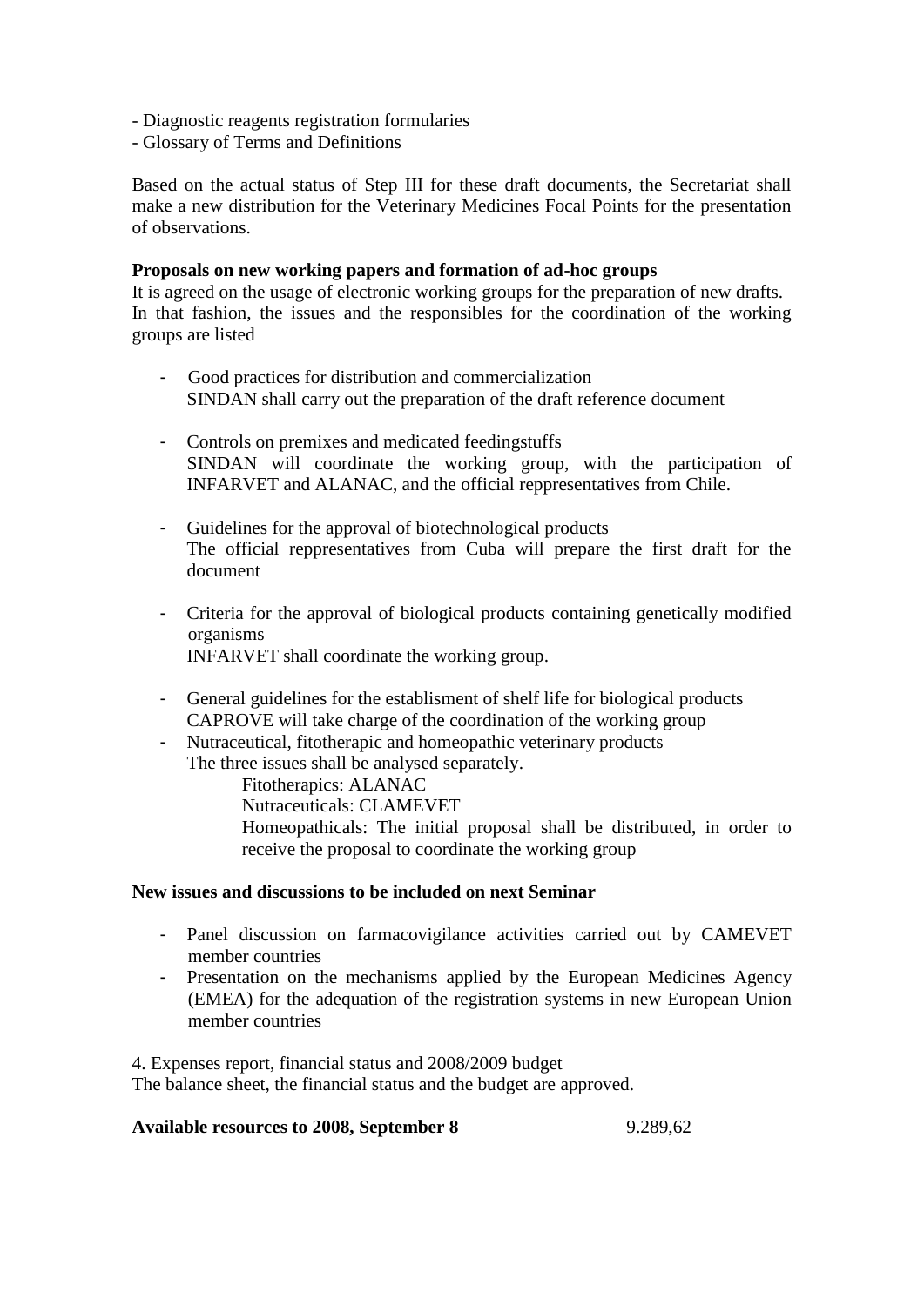- Diagnostic reagents registration formularies
- Glossary of Terms and Definitions

Based on the actual status of Step III for these draft documents, the Secretariat shall make a new distribution for the Veterinary Medicines Focal Points for the presentation of observations.

**Proposals on new working papers and formation of ad-hoc groups**

It is agreed on the usage of electronic working groups for the preparation of new drafts. In that fashion, the issues and the responsibles for the coordination of the working groups are listed

- Good practices for distribution and commercialization
  SINDAN shall carry out the preparation of the draft reference document

- Controls on premixes and medicated feedingstuffs
  SINDAN will coordinate the working group, with the participation of INFARVET and ALANAC, and the official reppresentatives from Chile.

- Guidelines for the approval of biotechnological products
  The official reppresentatives from Cuba will prepare the first draft for the document

- Criteria for the approval of biological products containing genetically modified organisms
  INFARVET shall coordinate the working group.

- General guidelines for the establisment of shelf life for biological products
  CAPROVE will take charge of the coordination of the working group
- Nutraceutical, fitotherapic and homeopathic veterinary products
  The three issues shall be analysed separately.
  - Fitotherapics: ALANAC
  - Nutraceuticals: CLAMEVET
  - Homeopathicals: The initial proposal shall be distributed, in order to receive the proposal to coordinate the working group

**New issues and discussions to be included on next Seminar**

- Panel discussion on farmacovigilance activities carried out by CAMEVET member countries
- Presentation on the mechanisms applied by the European Medicines Agency (EMEA) for the adequation of the registration systems in new European Union member countries

4. Expenses report, financial status and 2008/2009 budget

The balance sheet, the financial status and the budget are approved.

**Available resources to 2008, September 8** 9.289,62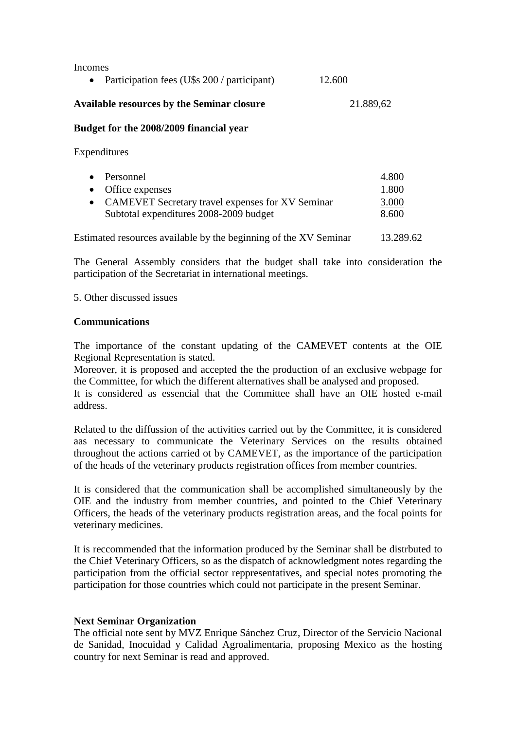Incomes

- Participation fees (U$s 200 / participant) 12.600

**Available resources by the Seminar closure** 21.889,62

**Budget for the 2008/2009 financial year**

Expenditures

| | |
|---|---|
| • Personnel | 4.800 |
| • Office expenses | 1.800 |
| • CAMEVET Secretary travel expenses for XV Seminar | 3.000 |
| Subtotal expenditures 2008-2009 budget | 8.600 |

Estimated resources available by the beginning of the XV Seminar 13.289.62

The General Assembly considers that the budget shall take into consideration the participation of the Secretariat in international meetings.

5. Other discussed issues

**Communications**

The importance of the constant updating of the CAMEVET contents at the OIE Regional Representation is stated.
Moreover, it is proposed and accepted the the production of an exclusive webpage for the Committee, for which the different alternatives shall be analysed and proposed.
It is considered as essencial that the Committee shall have an OIE hosted e-mail address.

Related to the diffussion of the activities carried out by the Committee, it is considered aas necessary to communicate the Veterinary Services on the results obtained throughout the actions carried ot by CAMEVET, as the importance of the participation of the heads of the veterinary products registration offices from member countries.

It is considered that the communication shall be accomplished simultaneously by the OIE and the industry from member countries, and pointed to the Chief Veterinary Officers, the heads of the veterinary products registration areas, and the focal points for veterinary medicines.

It is reccommended that the information produced by the Seminar shall be distrbuted to the Chief Veterinary Officers, so as the dispatch of acknowledgment notes regarding the participation from the official sector reppresentatives, and special notes promoting the participation for those countries which could not participate in the present Seminar.

**Next Seminar Organization**
The official note sent by MVZ Enrique Sánchez Cruz, Director of the Servicio Nacional de Sanidad, Inocuidad y Calidad Agroalimentaria, proposing Mexico as the hosting country for next Seminar is read and approved.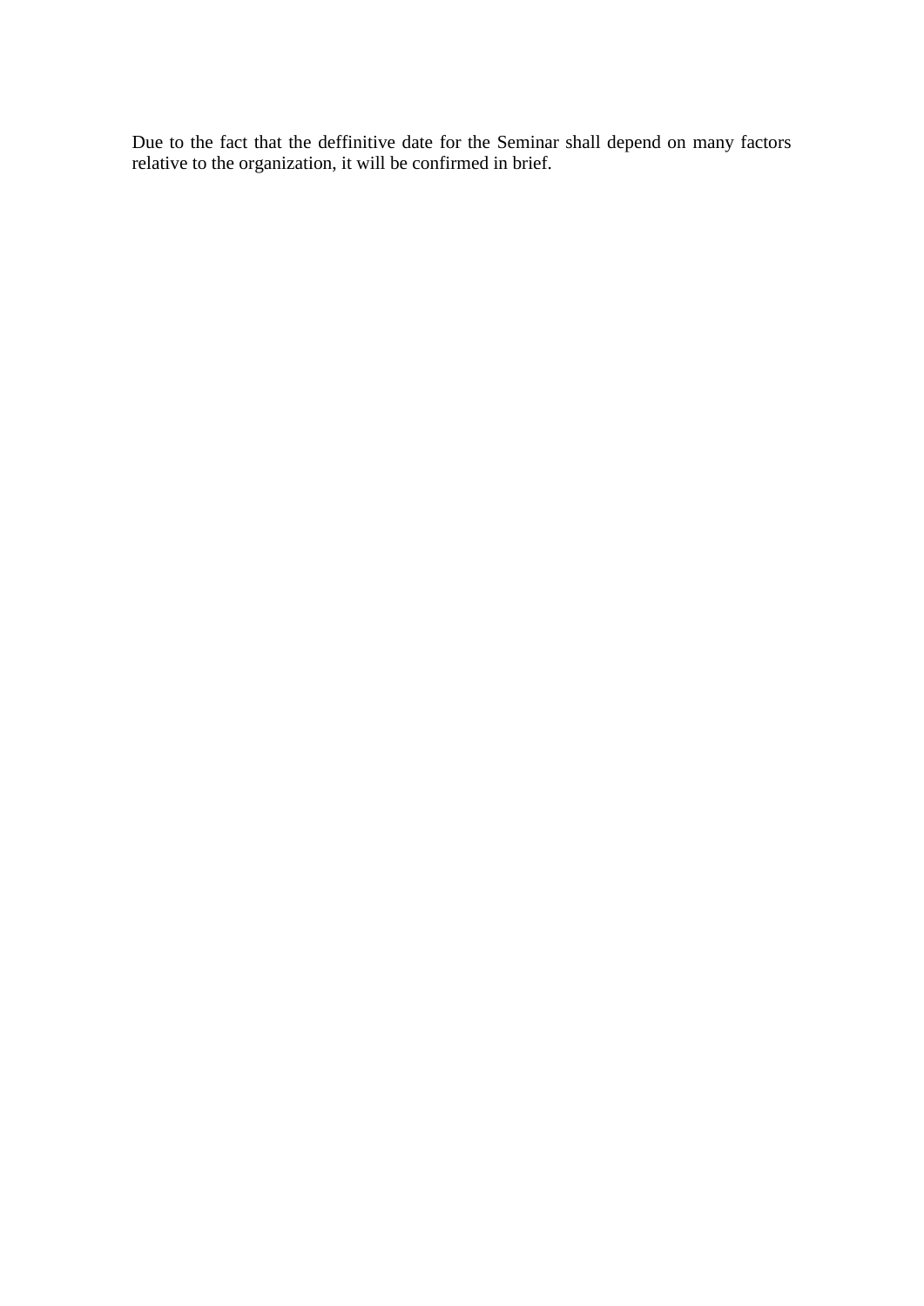Due to the fact that the deffinitive date for the Seminar shall depend on many factors relative to the organization, it will be confirmed in brief.